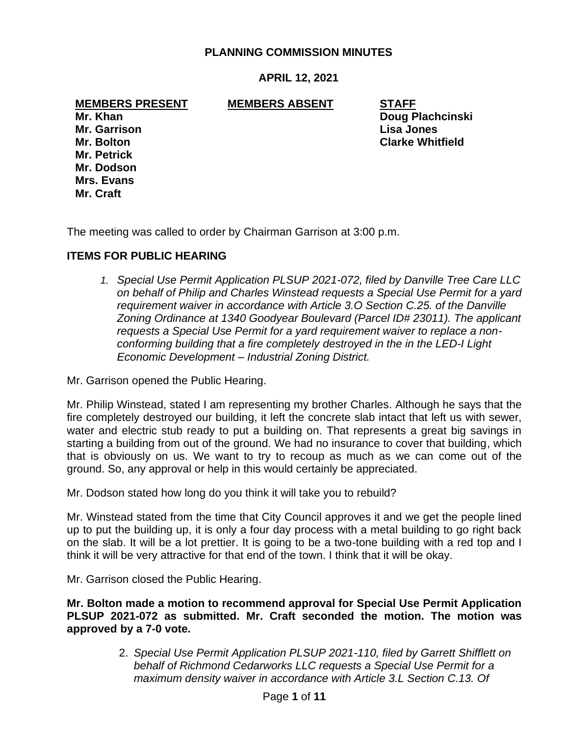# PLANNING COMMISSION MINUTES

## APRIL 12, 2021

| MEMBERS PRESENT | MEMBERS ABSENT | STAFF |
|---|---|---|
| **Mr. Khan** | | **Doug Plachcinski** |
| **Mr. Garrison** | | **Lisa Jones** |
| **Mr. Bolton** | | **Clarke Whitfield** |
| **Mr. Petrick** | | |
| **Mr. Dodson** | | |
| **Mrs. Evans** | | |
| **Mr. Craft** | | |

The meeting was called to order by Chairman Garrison at 3:00 p.m.

### ITEMS FOR PUBLIC HEARING

1. *Special Use Permit Application PLSUP 2021-072, filed by Danville Tree Care LLC on behalf of Philip and Charles Winstead requests a Special Use Permit for a yard requirement waiver in accordance with Article 3.O Section C.25. of the Danville Zoning Ordinance at 1340 Goodyear Boulevard (Parcel ID# 23011). The applicant requests a Special Use Permit for a yard requirement waiver to replace a non-conforming building that a fire completely destroyed in the in the LED-I Light Economic Development – Industrial Zoning District.*

Mr. Garrison opened the Public Hearing.

Mr. Philip Winstead, stated I am representing my brother Charles. Although he says that the fire completely destroyed our building, it left the concrete slab intact that left us with sewer, water and electric stub ready to put a building on. That represents a great big savings in starting a building from out of the ground. We had no insurance to cover that building, which that is obviously on us. We want to try to recoup as much as we can come out of the ground. So, any approval or help in this would certainly be appreciated.

Mr. Dodson stated how long do you think it will take you to rebuild?

Mr. Winstead stated from the time that City Council approves it and we get the people lined up to put the building up, it is only a four day process with a metal building to go right back on the slab. It will be a lot prettier. It is going to be a two-tone building with a red top and I think it will be very attractive for that end of the town. I think that it will be okay.

Mr. Garrison closed the Public Hearing.

**Mr. Bolton made a motion to recommend approval for Special Use Permit Application PLSUP 2021-072 as submitted. Mr. Craft seconded the motion. The motion was approved by a 7-0 vote.**

2. *Special Use Permit Application PLSUP 2021-110, filed by Garrett Shifflett on behalf of Richmond Cedarworks LLC requests a Special Use Permit for a maximum density waiver in accordance with Article 3.L Section C.13. Of*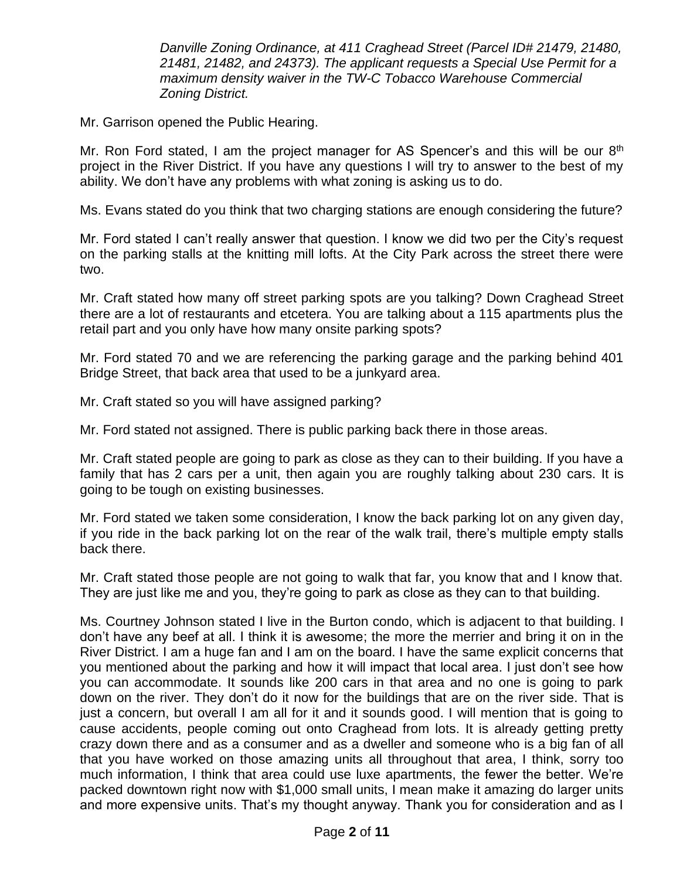*Danville Zoning Ordinance, at 411 Craghead Street (Parcel ID# 21479, 21480, 21481, 21482, and 24373). The applicant requests a Special Use Permit for a maximum density waiver in the TW-C Tobacco Warehouse Commercial Zoning District.*

Mr. Garrison opened the Public Hearing.

Mr. Ron Ford stated, I am the project manager for AS Spencer's and this will be our 8th project in the River District. If you have any questions I will try to answer to the best of my ability. We don't have any problems with what zoning is asking us to do.

Ms. Evans stated do you think that two charging stations are enough considering the future?

Mr. Ford stated I can't really answer that question. I know we did two per the City's request on the parking stalls at the knitting mill lofts. At the City Park across the street there were two.

Mr. Craft stated how many off street parking spots are you talking? Down Craghead Street there are a lot of restaurants and etcetera. You are talking about a 115 apartments plus the retail part and you only have how many onsite parking spots?

Mr. Ford stated 70 and we are referencing the parking garage and the parking behind 401 Bridge Street, that back area that used to be a junkyard area.

Mr. Craft stated so you will have assigned parking?

Mr. Ford stated not assigned. There is public parking back there in those areas.

Mr. Craft stated people are going to park as close as they can to their building. If you have a family that has 2 cars per a unit, then again you are roughly talking about 230 cars. It is going to be tough on existing businesses.

Mr. Ford stated we taken some consideration, I know the back parking lot on any given day, if you ride in the back parking lot on the rear of the walk trail, there's multiple empty stalls back there.

Mr. Craft stated those people are not going to walk that far, you know that and I know that. They are just like me and you, they're going to park as close as they can to that building.

Ms. Courtney Johnson stated I live in the Burton condo, which is adjacent to that building. I don't have any beef at all. I think it is awesome; the more the merrier and bring it on in the River District. I am a huge fan and I am on the board. I have the same explicit concerns that you mentioned about the parking and how it will impact that local area. I just don't see how you can accommodate. It sounds like 200 cars in that area and no one is going to park down on the river. They don't do it now for the buildings that are on the river side. That is just a concern, but overall I am all for it and it sounds good. I will mention that is going to cause accidents, people coming out onto Craghead from lots. It is already getting pretty crazy down there and as a consumer and as a dweller and someone who is a big fan of all that you have worked on those amazing units all throughout that area, I think, sorry too much information, I think that area could use luxe apartments, the fewer the better. We're packed downtown right now with $1,000 small units, I mean make it amazing do larger units and more expensive units. That's my thought anyway. Thank you for consideration and as I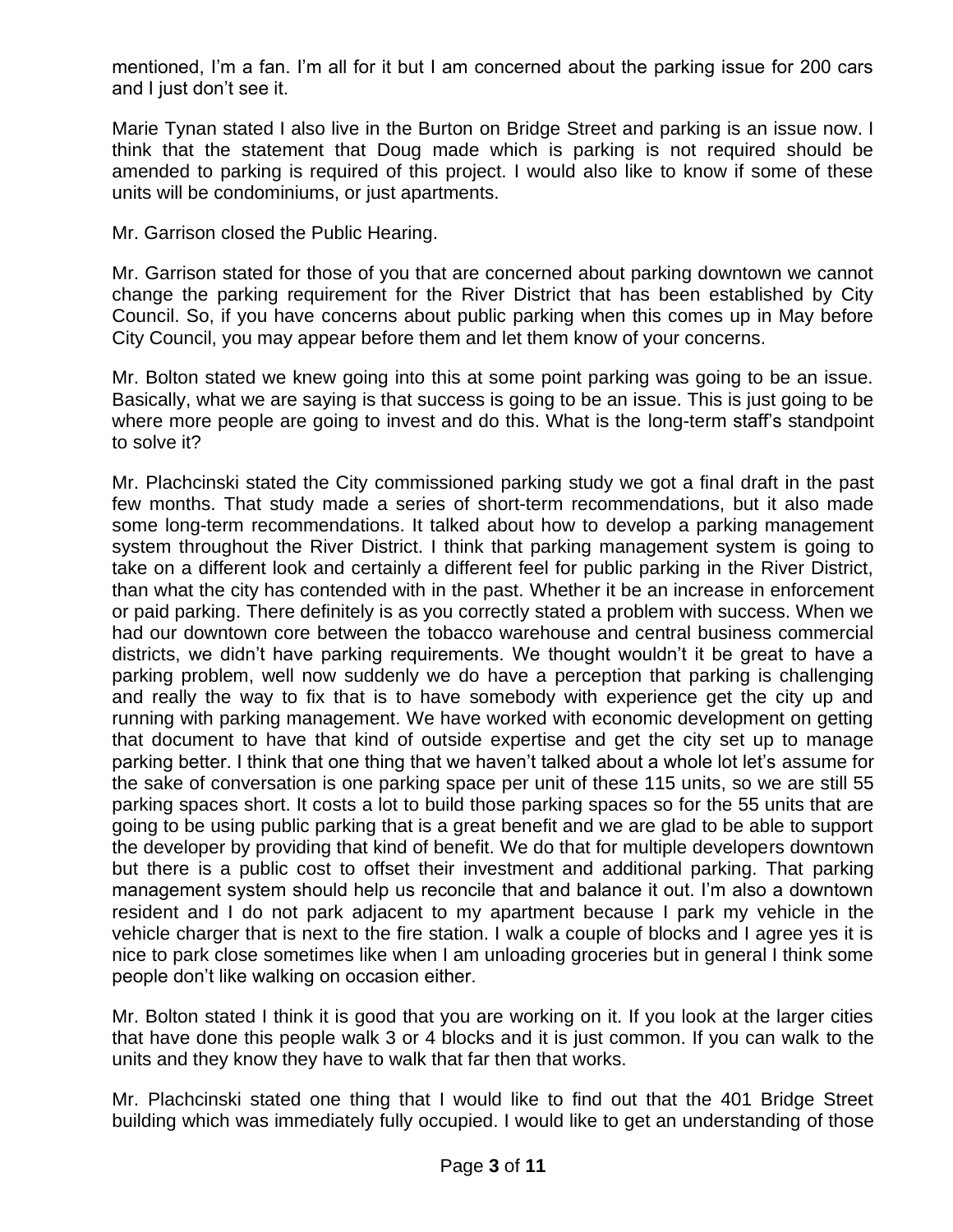mentioned, I'm a fan. I'm all for it but I am concerned about the parking issue for 200 cars and I just don't see it.

Marie Tynan stated I also live in the Burton on Bridge Street and parking is an issue now. I think that the statement that Doug made which is parking is not required should be amended to parking is required of this project. I would also like to know if some of these units will be condominiums, or just apartments.

Mr. Garrison closed the Public Hearing.

Mr. Garrison stated for those of you that are concerned about parking downtown we cannot change the parking requirement for the River District that has been established by City Council. So, if you have concerns about public parking when this comes up in May before City Council, you may appear before them and let them know of your concerns.

Mr. Bolton stated we knew going into this at some point parking was going to be an issue. Basically, what we are saying is that success is going to be an issue. This is just going to be where more people are going to invest and do this. What is the long-term staff's standpoint to solve it?

Mr. Plachcinski stated the City commissioned parking study we got a final draft in the past few months. That study made a series of short-term recommendations, but it also made some long-term recommendations. It talked about how to develop a parking management system throughout the River District. I think that parking management system is going to take on a different look and certainly a different feel for public parking in the River District, than what the city has contended with in the past. Whether it be an increase in enforcement or paid parking. There definitely is as you correctly stated a problem with success. When we had our downtown core between the tobacco warehouse and central business commercial districts, we didn't have parking requirements. We thought wouldn't it be great to have a parking problem, well now suddenly we do have a perception that parking is challenging and really the way to fix that is to have somebody with experience get the city up and running with parking management. We have worked with economic development on getting that document to have that kind of outside expertise and get the city set up to manage parking better. I think that one thing that we haven't talked about a whole lot let's assume for the sake of conversation is one parking space per unit of these 115 units, so we are still 55 parking spaces short. It costs a lot to build those parking spaces so for the 55 units that are going to be using public parking that is a great benefit and we are glad to be able to support the developer by providing that kind of benefit. We do that for multiple developers downtown but there is a public cost to offset their investment and additional parking. That parking management system should help us reconcile that and balance it out. I'm also a downtown resident and I do not park adjacent to my apartment because I park my vehicle in the vehicle charger that is next to the fire station. I walk a couple of blocks and I agree yes it is nice to park close sometimes like when I am unloading groceries but in general I think some people don't like walking on occasion either.

Mr. Bolton stated I think it is good that you are working on it. If you look at the larger cities that have done this people walk 3 or 4 blocks and it is just common. If you can walk to the units and they know they have to walk that far then that works.

Mr. Plachcinski stated one thing that I would like to find out that the 401 Bridge Street building which was immediately fully occupied. I would like to get an understanding of those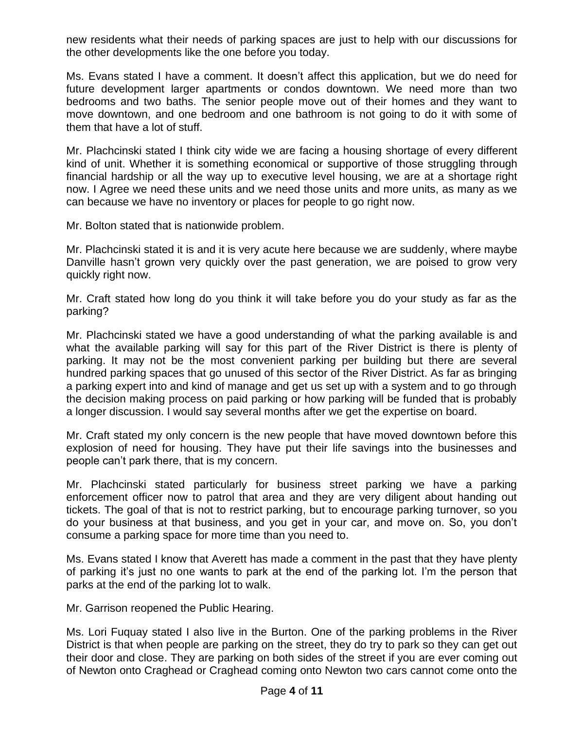new residents what their needs of parking spaces are just to help with our discussions for the other developments like the one before you today.

Ms. Evans stated I have a comment. It doesn't affect this application, but we do need for future development larger apartments or condos downtown. We need more than two bedrooms and two baths. The senior people move out of their homes and they want to move downtown, and one bedroom and one bathroom is not going to do it with some of them that have a lot of stuff.

Mr. Plachcinski stated I think city wide we are facing a housing shortage of every different kind of unit. Whether it is something economical or supportive of those struggling through financial hardship or all the way up to executive level housing, we are at a shortage right now. I Agree we need these units and we need those units and more units, as many as we can because we have no inventory or places for people to go right now.

Mr. Bolton stated that is nationwide problem.

Mr. Plachcinski stated it is and it is very acute here because we are suddenly, where maybe Danville hasn't grown very quickly over the past generation, we are poised to grow very quickly right now.

Mr. Craft stated how long do you think it will take before you do your study as far as the parking?

Mr. Plachcinski stated we have a good understanding of what the parking available is and what the available parking will say for this part of the River District is there is plenty of parking. It may not be the most convenient parking per building but there are several hundred parking spaces that go unused of this sector of the River District. As far as bringing a parking expert into and kind of manage and get us set up with a system and to go through the decision making process on paid parking or how parking will be funded that is probably a longer discussion. I would say several months after we get the expertise on board.

Mr. Craft stated my only concern is the new people that have moved downtown before this explosion of need for housing. They have put their life savings into the businesses and people can't park there, that is my concern.

Mr. Plachcinski stated particularly for business street parking we have a parking enforcement officer now to patrol that area and they are very diligent about handing out tickets. The goal of that is not to restrict parking, but to encourage parking turnover, so you do your business at that business, and you get in your car, and move on. So, you don't consume a parking space for more time than you need to.

Ms. Evans stated I know that Averett has made a comment in the past that they have plenty of parking it's just no one wants to park at the end of the parking lot. I'm the person that parks at the end of the parking lot to walk.

Mr. Garrison reopened the Public Hearing.

Ms. Lori Fuquay stated I also live in the Burton. One of the parking problems in the River District is that when people are parking on the street, they do try to park so they can get out their door and close. They are parking on both sides of the street if you are ever coming out of Newton onto Craghead or Craghead coming onto Newton two cars cannot come onto the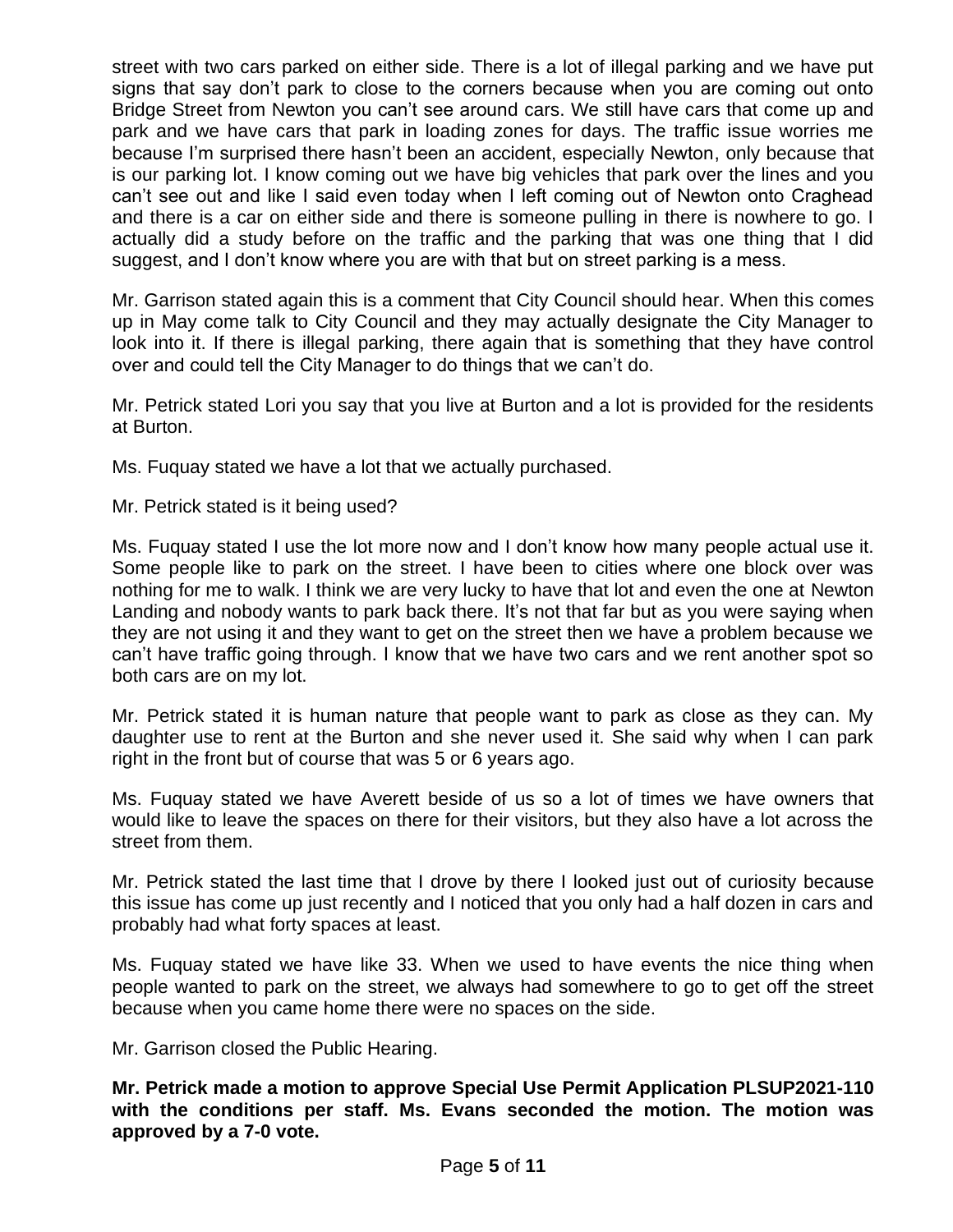street with two cars parked on either side. There is a lot of illegal parking and we have put signs that say don't park to close to the corners because when you are coming out onto Bridge Street from Newton you can't see around cars. We still have cars that come up and park and we have cars that park in loading zones for days. The traffic issue worries me because I'm surprised there hasn't been an accident, especially Newton, only because that is our parking lot. I know coming out we have big vehicles that park over the lines and you can't see out and like I said even today when I left coming out of Newton onto Craghead and there is a car on either side and there is someone pulling in there is nowhere to go. I actually did a study before on the traffic and the parking that was one thing that I did suggest, and I don't know where you are with that but on street parking is a mess.

Mr. Garrison stated again this is a comment that City Council should hear. When this comes up in May come talk to City Council and they may actually designate the City Manager to look into it. If there is illegal parking, there again that is something that they have control over and could tell the City Manager to do things that we can't do.

Mr. Petrick stated Lori you say that you live at Burton and a lot is provided for the residents at Burton.

Ms. Fuquay stated we have a lot that we actually purchased.

Mr. Petrick stated is it being used?

Ms. Fuquay stated I use the lot more now and I don't know how many people actual use it. Some people like to park on the street. I have been to cities where one block over was nothing for me to walk. I think we are very lucky to have that lot and even the one at Newton Landing and nobody wants to park back there. It's not that far but as you were saying when they are not using it and they want to get on the street then we have a problem because we can't have traffic going through. I know that we have two cars and we rent another spot so both cars are on my lot.

Mr. Petrick stated it is human nature that people want to park as close as they can. My daughter use to rent at the Burton and she never used it. She said why when I can park right in the front but of course that was 5 or 6 years ago.

Ms. Fuquay stated we have Averett beside of us so a lot of times we have owners that would like to leave the spaces on there for their visitors, but they also have a lot across the street from them.

Mr. Petrick stated the last time that I drove by there I looked just out of curiosity because this issue has come up just recently and I noticed that you only had a half dozen in cars and probably had what forty spaces at least.

Ms. Fuquay stated we have like 33. When we used to have events the nice thing when people wanted to park on the street, we always had somewhere to go to get off the street because when you came home there were no spaces on the side.

Mr. Garrison closed the Public Hearing.

**Mr. Petrick made a motion to approve Special Use Permit Application PLSUP2021-110 with the conditions per staff. Ms. Evans seconded the motion. The motion was approved by a 7-0 vote.**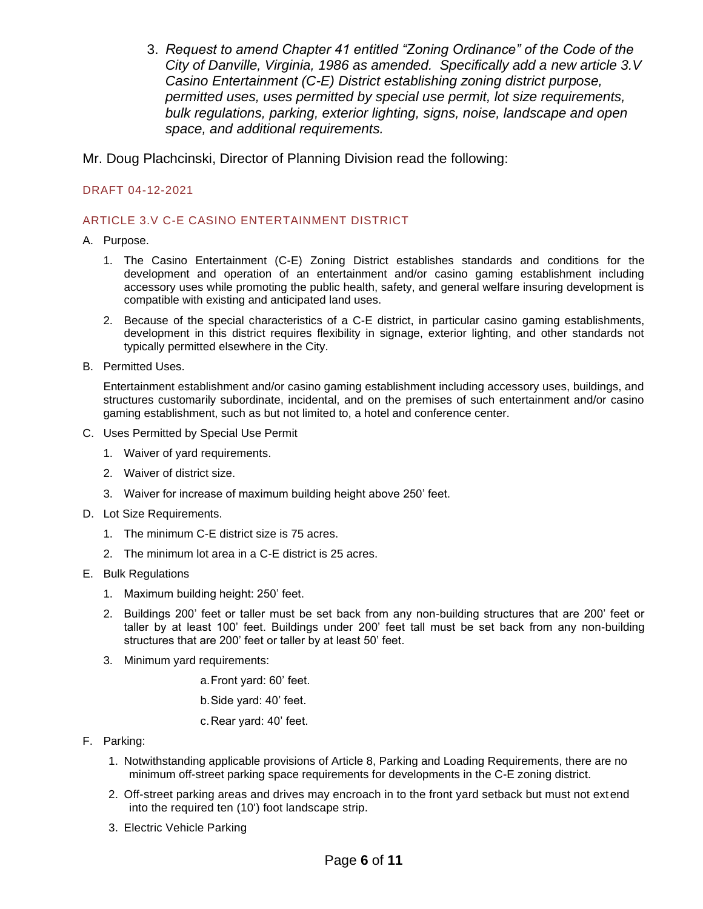3. *Request to amend Chapter 41 entitled "Zoning Ordinance" of the Code of the City of Danville, Virginia, 1986 as amended. Specifically add a new article 3.V Casino Entertainment (C-E) District establishing zoning district purpose, permitted uses, uses permitted by special use permit, lot size requirements, bulk regulations, parking, exterior lighting, signs, noise, landscape and open space, and additional requirements.*

Mr. Doug Plachcinski, Director of Planning Division read the following:

DRAFT 04-12-2021

## ARTICLE 3.V C-E CASINO ENTERTAINMENT DISTRICT

A. Purpose.

1. The Casino Entertainment (C-E) Zoning District establishes standards and conditions for the development and operation of an entertainment and/or casino gaming establishment including accessory uses while promoting the public health, safety, and general welfare insuring development is compatible with existing and anticipated land uses.
2. Because of the special characteristics of a C-E district, in particular casino gaming establishments, development in this district requires flexibility in signage, exterior lighting, and other standards not typically permitted elsewhere in the City.

B. Permitted Uses.

Entertainment establishment and/or casino gaming establishment including accessory uses, buildings, and structures customarily subordinate, incidental, and on the premises of such entertainment and/or casino gaming establishment, such as but not limited to, a hotel and conference center.

C. Uses Permitted by Special Use Permit

1. Waiver of yard requirements.
2. Waiver of district size.
3. Waiver for increase of maximum building height above 250' feet.

D. Lot Size Requirements.

1. The minimum C-E district size is 75 acres.
2. The minimum lot area in a C-E district is 25 acres.

E. Bulk Regulations

1. Maximum building height: 250' feet.
2. Buildings 200' feet or taller must be set back from any non-building structures that are 200' feet or taller by at least 100' feet. Buildings under 200' feet tall must be set back from any non-building structures that are 200' feet or taller by at least 50' feet.
3. Minimum yard requirements:
   a. Front yard: 60' feet.
   b. Side yard: 40' feet.
   c. Rear yard: 40' feet.

F. Parking:

1. Notwithstanding applicable provisions of Article 8, Parking and Loading Requirements, there are no minimum off-street parking space requirements for developments in the C-E zoning district.
2. Off-street parking areas and drives may encroach in to the front yard setback but must not extend into the required ten (10') foot landscape strip.
3. Electric Vehicle Parking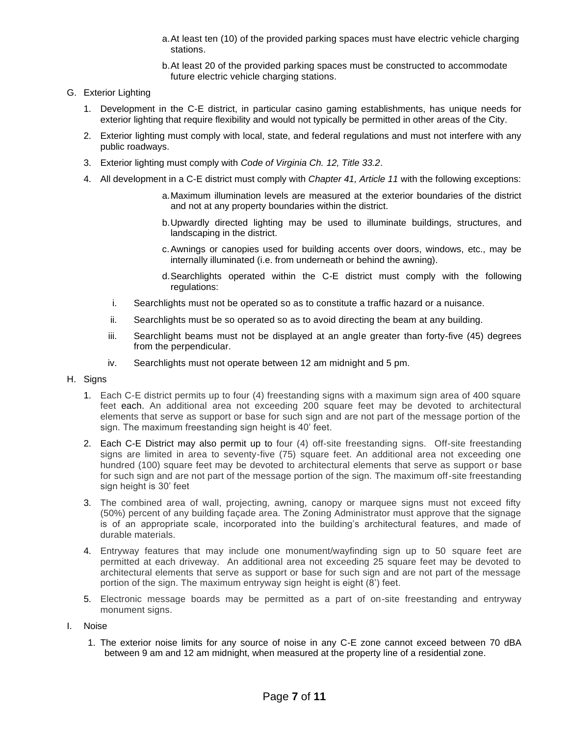a. At least ten (10) of the provided parking spaces must have electric vehicle charging stations.

b. At least 20 of the provided parking spaces must be constructed to accommodate future electric vehicle charging stations.

G. Exterior Lighting

1. Development in the C-E district, in particular casino gaming establishments, has unique needs for exterior lighting that require flexibility and would not typically be permitted in other areas of the City.

2. Exterior lighting must comply with local, state, and federal regulations and must not interfere with any public roadways.

3. Exterior lighting must comply with *Code of Virginia Ch. 12, Title 33.2*.

4. All development in a C-E district must comply with *Chapter 41, Article 11* with the following exceptions:

   a. Maximum illumination levels are measured at the exterior boundaries of the district and not at any property boundaries within the district.

   b. Upwardly directed lighting may be used to illuminate buildings, structures, and landscaping in the district.

   c. Awnings or canopies used for building accents over doors, windows, etc., may be internally illuminated (i.e. from underneath or behind the awning).

   d. Searchlights operated within the C-E district must comply with the following regulations:

      i. Searchlights must not be operated so as to constitute a traffic hazard or a nuisance.

      ii. Searchlights must be so operated so as to avoid directing the beam at any building.

      iii. Searchlight beams must not be displayed at an angle greater than forty-five (45) degrees from the perpendicular.

      iv. Searchlights must not operate between 12 am midnight and 5 pm.

H. Signs

1. Each C-E district permits up to four (4) freestanding signs with a maximum sign area of 400 square feet each. An additional area not exceeding 200 square feet may be devoted to architectural elements that serve as support or base for such sign and are not part of the message portion of the sign. The maximum freestanding sign height is 40' feet.

2. Each C-E District may also permit up to four (4) off-site freestanding signs. Off-site freestanding signs are limited in area to seventy-five (75) square feet. An additional area not exceeding one hundred (100) square feet may be devoted to architectural elements that serve as support or base for such sign and are not part of the message portion of the sign. The maximum off-site freestanding sign height is 30' feet

3. The combined area of wall, projecting, awning, canopy or marquee signs must not exceed fifty (50%) percent of any building façade area. The Zoning Administrator must approve that the signage is of an appropriate scale, incorporated into the building's architectural features, and made of durable materials.

4. Entryway features that may include one monument/wayfinding sign up to 50 square feet are permitted at each driveway. An additional area not exceeding 25 square feet may be devoted to architectural elements that serve as support or base for such sign and are not part of the message portion of the sign. The maximum entryway sign height is eight (8') feet.

5. Electronic message boards may be permitted as a part of on-site freestanding and entryway monument signs.

I. Noise

1. The exterior noise limits for any source of noise in any C-E zone cannot exceed between 70 dBA between 9 am and 12 am midnight, when measured at the property line of a residential zone.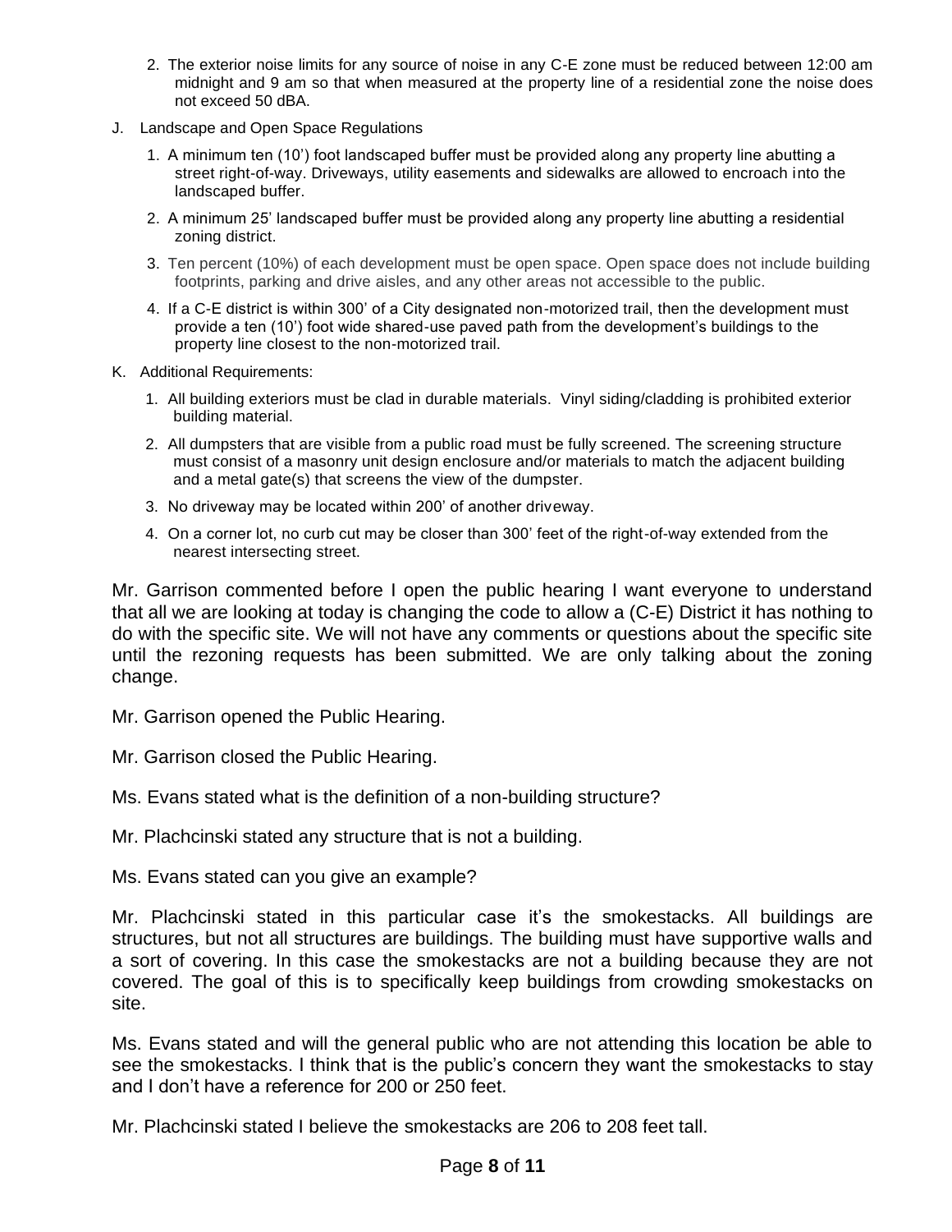2. The exterior noise limits for any source of noise in any C-E zone must be reduced between 12:00 am midnight and 9 am so that when measured at the property line of a residential zone the noise does not exceed 50 dBA.

J. Landscape and Open Space Regulations

1. A minimum ten (10') foot landscaped buffer must be provided along any property line abutting a street right-of-way. Driveways, utility easements and sidewalks are allowed to encroach into the landscaped buffer.
2. A minimum 25' landscaped buffer must be provided along any property line abutting a residential zoning district.
3. Ten percent (10%) of each development must be open space. Open space does not include building footprints, parking and drive aisles, and any other areas not accessible to the public.
4. If a C-E district is within 300' of a City designated non-motorized trail, then the development must provide a ten (10') foot wide shared-use paved path from the development's buildings to the property line closest to the non-motorized trail.

K. Additional Requirements:

1. All building exteriors must be clad in durable materials. Vinyl siding/cladding is prohibited exterior building material.
2. All dumpsters that are visible from a public road must be fully screened. The screening structure must consist of a masonry unit design enclosure and/or materials to match the adjacent building and a metal gate(s) that screens the view of the dumpster.
3. No driveway may be located within 200' of another driveway.
4. On a corner lot, no curb cut may be closer than 300' feet of the right-of-way extended from the nearest intersecting street.

Mr. Garrison commented before I open the public hearing I want everyone to understand that all we are looking at today is changing the code to allow a (C-E) District it has nothing to do with the specific site. We will not have any comments or questions about the specific site until the rezoning requests has been submitted. We are only talking about the zoning change.

Mr. Garrison opened the Public Hearing.

Mr. Garrison closed the Public Hearing.

Ms. Evans stated what is the definition of a non-building structure?

Mr. Plachcinski stated any structure that is not a building.

Ms. Evans stated can you give an example?

Mr. Plachcinski stated in this particular case it's the smokestacks. All buildings are structures, but not all structures are buildings. The building must have supportive walls and a sort of covering. In this case the smokestacks are not a building because they are not covered. The goal of this is to specifically keep buildings from crowding smokestacks on site.

Ms. Evans stated and will the general public who are not attending this location be able to see the smokestacks. I think that is the public's concern they want the smokestacks to stay and I don't have a reference for 200 or 250 feet.

Mr. Plachcinski stated I believe the smokestacks are 206 to 208 feet tall.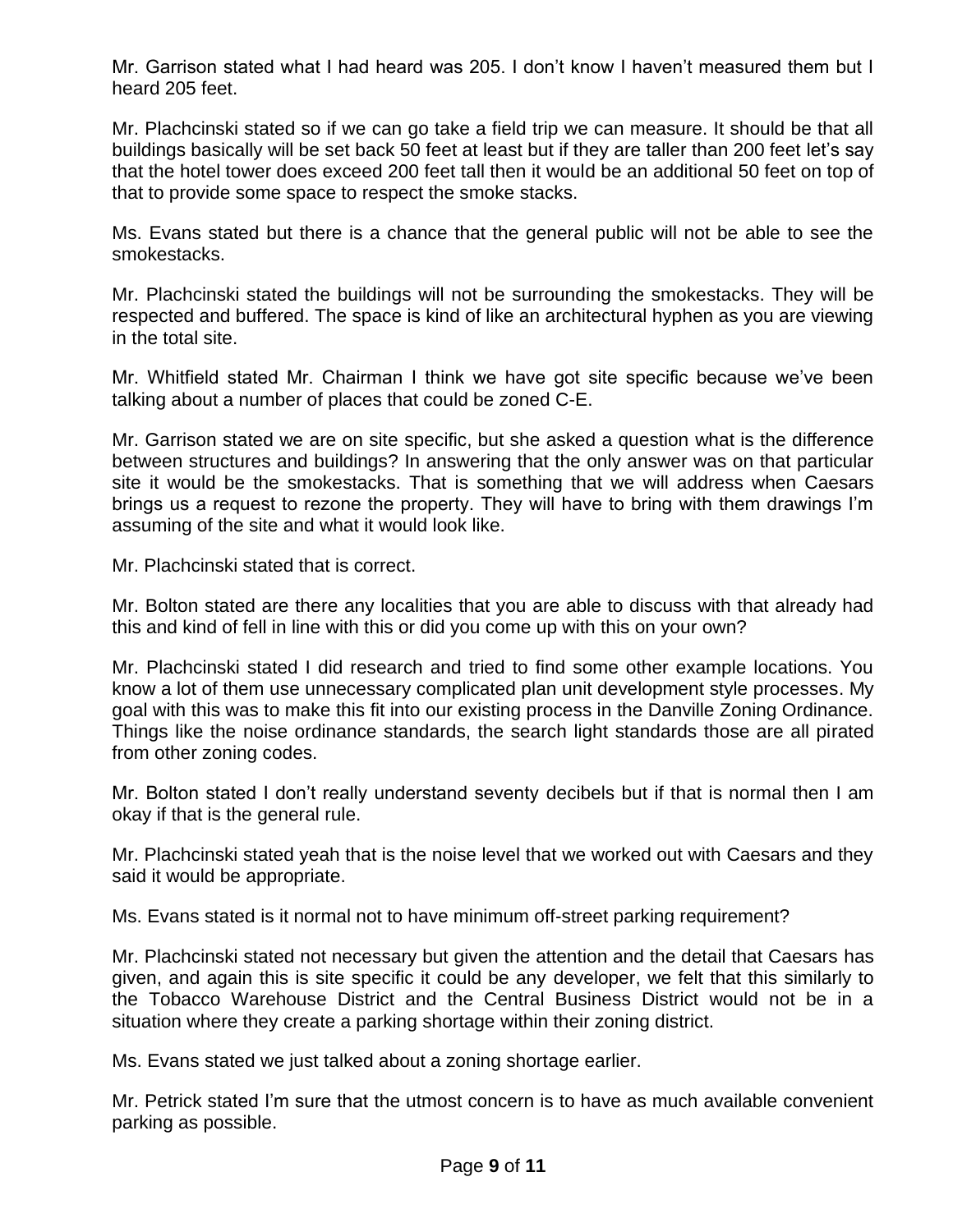Mr. Garrison stated what I had heard was 205. I don't know I haven't measured them but I heard 205 feet.

Mr. Plachcinski stated so if we can go take a field trip we can measure. It should be that all buildings basically will be set back 50 feet at least but if they are taller than 200 feet let's say that the hotel tower does exceed 200 feet tall then it would be an additional 50 feet on top of that to provide some space to respect the smoke stacks.

Ms. Evans stated but there is a chance that the general public will not be able to see the smokestacks.

Mr. Plachcinski stated the buildings will not be surrounding the smokestacks. They will be respected and buffered. The space is kind of like an architectural hyphen as you are viewing in the total site.

Mr. Whitfield stated Mr. Chairman I think we have got site specific because we've been talking about a number of places that could be zoned C-E.

Mr. Garrison stated we are on site specific, but she asked a question what is the difference between structures and buildings? In answering that the only answer was on that particular site it would be the smokestacks. That is something that we will address when Caesars brings us a request to rezone the property. They will have to bring with them drawings I'm assuming of the site and what it would look like.

Mr. Plachcinski stated that is correct.

Mr. Bolton stated are there any localities that you are able to discuss with that already had this and kind of fell in line with this or did you come up with this on your own?

Mr. Plachcinski stated I did research and tried to find some other example locations. You know a lot of them use unnecessary complicated plan unit development style processes. My goal with this was to make this fit into our existing process in the Danville Zoning Ordinance. Things like the noise ordinance standards, the search light standards those are all pirated from other zoning codes.

Mr. Bolton stated I don't really understand seventy decibels but if that is normal then I am okay if that is the general rule.

Mr. Plachcinski stated yeah that is the noise level that we worked out with Caesars and they said it would be appropriate.

Ms. Evans stated is it normal not to have minimum off-street parking requirement?

Mr. Plachcinski stated not necessary but given the attention and the detail that Caesars has given, and again this is site specific it could be any developer, we felt that this similarly to the Tobacco Warehouse District and the Central Business District would not be in a situation where they create a parking shortage within their zoning district.

Ms. Evans stated we just talked about a zoning shortage earlier.

Mr. Petrick stated I'm sure that the utmost concern is to have as much available convenient parking as possible.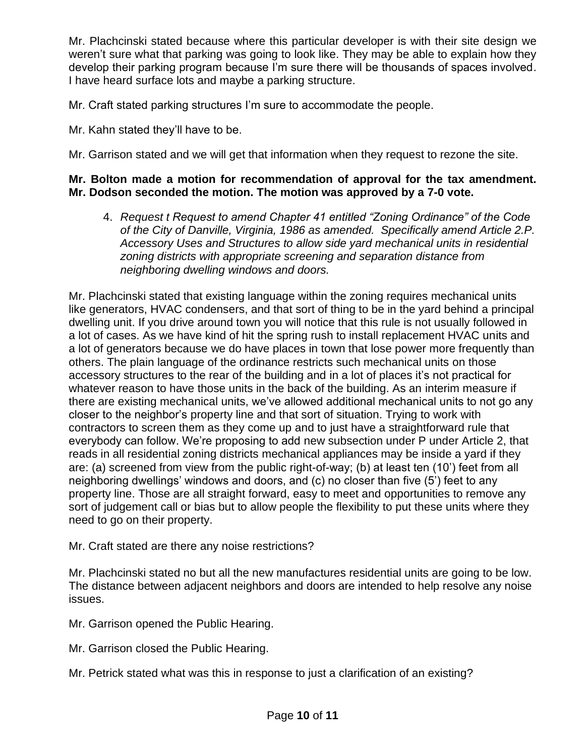Mr. Plachcinski stated because where this particular developer is with their site design we weren't sure what that parking was going to look like. They may be able to explain how they develop their parking program because I'm sure there will be thousands of spaces involved. I have heard surface lots and maybe a parking structure.

Mr. Craft stated parking structures I'm sure to accommodate the people.

Mr. Kahn stated they'll have to be.

Mr. Garrison stated and we will get that information when they request to rezone the site.

**Mr. Bolton made a motion for recommendation of approval for the tax amendment. Mr. Dodson seconded the motion. The motion was approved by a 7-0 vote.**

4. *Request t Request to amend Chapter 41 entitled "Zoning Ordinance" of the Code of the City of Danville, Virginia, 1986 as amended. Specifically amend Article 2.P. Accessory Uses and Structures to allow side yard mechanical units in residential zoning districts with appropriate screening and separation distance from neighboring dwelling windows and doors.*

Mr. Plachcinski stated that existing language within the zoning requires mechanical units like generators, HVAC condensers, and that sort of thing to be in the yard behind a principal dwelling unit. If you drive around town you will notice that this rule is not usually followed in a lot of cases. As we have kind of hit the spring rush to install replacement HVAC units and a lot of generators because we do have places in town that lose power more frequently than others. The plain language of the ordinance restricts such mechanical units on those accessory structures to the rear of the building and in a lot of places it's not practical for whatever reason to have those units in the back of the building. As an interim measure if there are existing mechanical units, we've allowed additional mechanical units to not go any closer to the neighbor's property line and that sort of situation. Trying to work with contractors to screen them as they come up and to just have a straightforward rule that everybody can follow. We're proposing to add new subsection under P under Article 2, that reads in all residential zoning districts mechanical appliances may be inside a yard if they are: (a) screened from view from the public right-of-way; (b) at least ten (10') feet from all neighboring dwellings' windows and doors, and (c) no closer than five (5') feet to any property line. Those are all straight forward, easy to meet and opportunities to remove any sort of judgement call or bias but to allow people the flexibility to put these units where they need to go on their property.

Mr. Craft stated are there any noise restrictions?

Mr. Plachcinski stated no but all the new manufactures residential units are going to be low. The distance between adjacent neighbors and doors are intended to help resolve any noise issues.

Mr. Garrison opened the Public Hearing.

Mr. Garrison closed the Public Hearing.

Mr. Petrick stated what was this in response to just a clarification of an existing?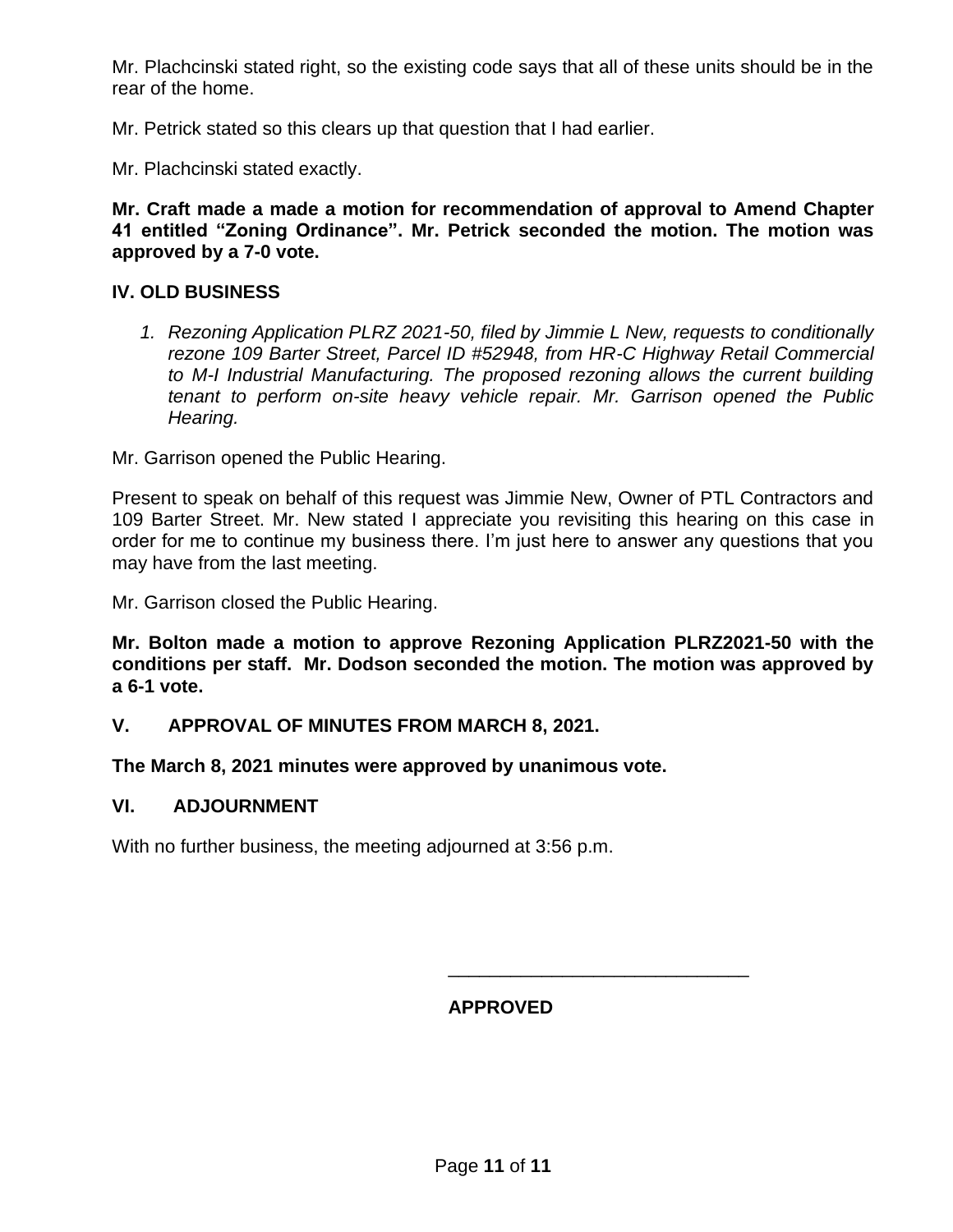Mr. Plachcinski stated right, so the existing code says that all of these units should be in the rear of the home.

Mr. Petrick stated so this clears up that question that I had earlier.

Mr. Plachcinski stated exactly.

**Mr. Craft made a made a motion for recommendation of approval to Amend Chapter 41 entitled "Zoning Ordinance". Mr. Petrick seconded the motion. The motion was approved by a 7-0 vote.**

## IV. OLD BUSINESS

1. *Rezoning Application PLRZ 2021-50, filed by Jimmie L New, requests to conditionally rezone 109 Barter Street, Parcel ID #52948, from HR-C Highway Retail Commercial to M-I Industrial Manufacturing. The proposed rezoning allows the current building tenant to perform on-site heavy vehicle repair. Mr. Garrison opened the Public Hearing.*

Mr. Garrison opened the Public Hearing.

Present to speak on behalf of this request was Jimmie New, Owner of PTL Contractors and 109 Barter Street. Mr. New stated I appreciate you revisiting this hearing on this case in order for me to continue my business there. I'm just here to answer any questions that you may have from the last meeting.

Mr. Garrison closed the Public Hearing.

**Mr. Bolton made a motion to approve Rezoning Application PLRZ2021-50 with the conditions per staff. Mr. Dodson seconded the motion. The motion was approved by a 6-1 vote.**

## V. APPROVAL OF MINUTES FROM MARCH 8, 2021.

**The March 8, 2021 minutes were approved by unanimous vote.**

## VI. ADJOURNMENT

With no further business, the meeting adjourned at 3:56 p.m.

\_\_\_\_\_\_\_\_\_\_\_\_\_\_\_\_\_\_\_\_\_\_\_\_\_\_\_\_\_\_

**APPROVED**